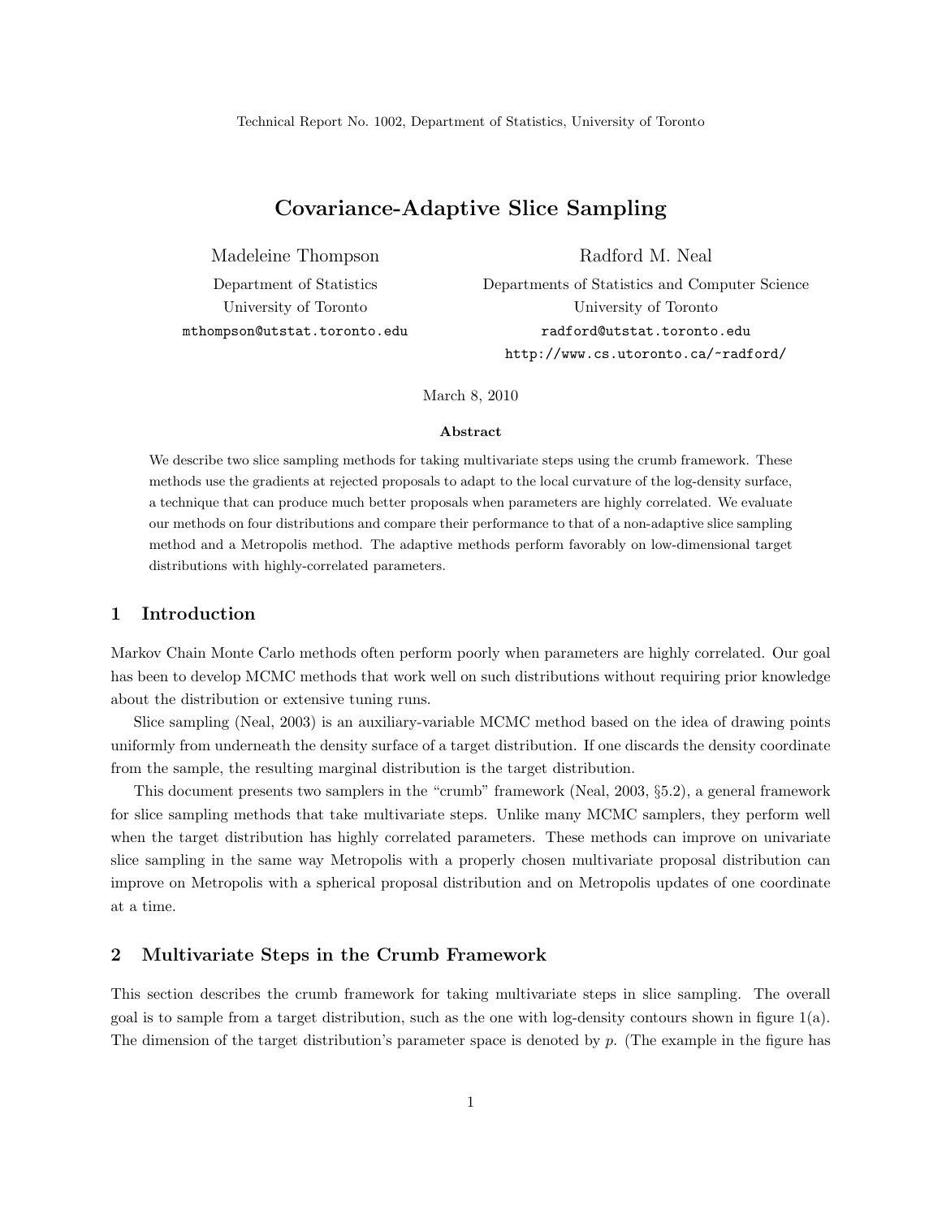Technical Report No. 1002, Department of Statistics, University of Toronto

# Covariance-Adaptive Slice Sampling

Madeleine Thompson
Department of Statistics
University of Toronto
mthompson@utstat.toronto.edu

Radford M. Neal
Departments of Statistics and Computer Science
University of Toronto
radford@utstat.toronto.edu
http://www.cs.utoronto.ca/~radford/

March 8, 2010

**Abstract**

We describe two slice sampling methods for taking multivariate steps using the crumb framework. These methods use the gradients at rejected proposals to adapt to the local curvature of the log-density surface, a technique that can produce much better proposals when parameters are highly correlated. We evaluate our methods on four distributions and compare their performance to that of a non-adaptive slice sampling method and a Metropolis method. The adaptive methods perform favorably on low-dimensional target distributions with highly-correlated parameters.

## 1 Introduction

Markov Chain Monte Carlo methods often perform poorly when parameters are highly correlated. Our goal has been to develop MCMC methods that work well on such distributions without requiring prior knowledge about the distribution or extensive tuning runs.

Slice sampling (Neal, 2003) is an auxiliary-variable MCMC method based on the idea of drawing points uniformly from underneath the density surface of a target distribution. If one discards the density coordinate from the sample, the resulting marginal distribution is the target distribution.

This document presents two samplers in the "crumb" framework (Neal, 2003, §5.2), a general framework for slice sampling methods that take multivariate steps. Unlike many MCMC samplers, they perform well when the target distribution has highly correlated parameters. These methods can improve on univariate slice sampling in the same way Metropolis with a properly chosen multivariate proposal distribution can improve on Metropolis with a spherical proposal distribution and on Metropolis updates of one coordinate at a time.

## 2 Multivariate Steps in the Crumb Framework

This section describes the crumb framework for taking multivariate steps in slice sampling. The overall goal is to sample from a target distribution, such as the one with log-density contours shown in figure 1(a). The dimension of the target distribution's parameter space is denoted by $p$. (The example in the figure has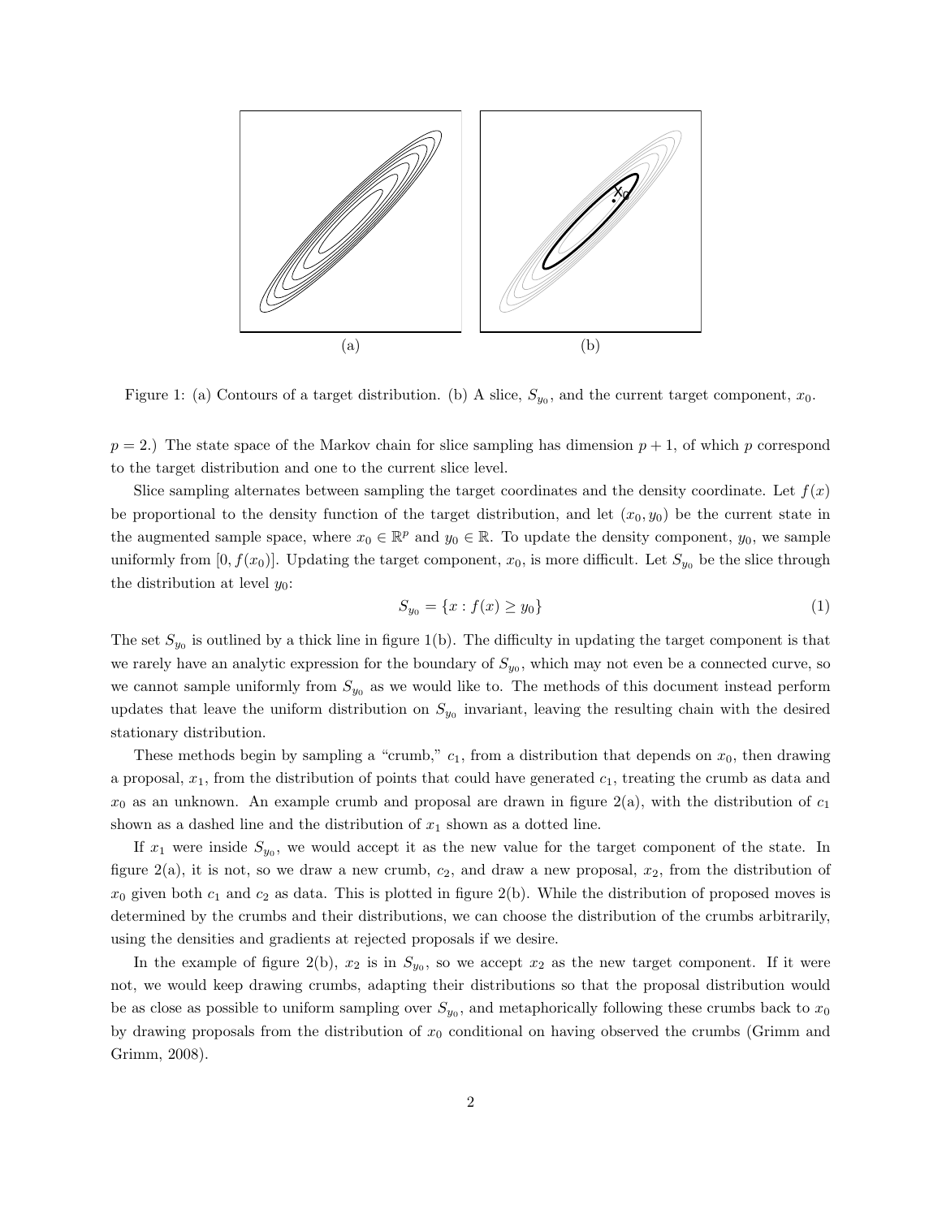Figure 1: (a) Contours of a target distribution. (b) A slice, $S_{y_0}$, and the current target component, $x_0$.

$p = 2$.) The state space of the Markov chain for slice sampling has dimension $p + 1$, of which $p$ correspond to the target distribution and one to the current slice level.

Slice sampling alternates between sampling the target coordinates and the density coordinate. Let $f(x)$ be proportional to the density function of the target distribution, and let $(x_0, y_0)$ be the current state in the augmented sample space, where $x_0 \in \mathbb{R}^p$ and $y_0 \in \mathbb{R}$. To update the density component, $y_0$, we sample uniformly from $[0, f(x_0)]$. Updating the target component, $x_0$, is more difficult. Let $S_{y_0}$ be the slice through the distribution at level $y_0$:

$$S_{y_0} = \{x : f(x) \geq y_0\} \tag{1}$$

The set $S_{y_0}$ is outlined by a thick line in figure 1(b). The difficulty in updating the target component is that we rarely have an analytic expression for the boundary of $S_{y_0}$, which may not even be a connected curve, so we cannot sample uniformly from $S_{y_0}$ as we would like to. The methods of this document instead perform updates that leave the uniform distribution on $S_{y_0}$ invariant, leaving the resulting chain with the desired stationary distribution.

These methods begin by sampling a "crumb," $c_1$, from a distribution that depends on $x_0$, then drawing a proposal, $x_1$, from the distribution of points that could have generated $c_1$, treating the crumb as data and $x_0$ as an unknown. An example crumb and proposal are drawn in figure 2(a), with the distribution of $c_1$ shown as a dashed line and the distribution of $x_1$ shown as a dotted line.

If $x_1$ were inside $S_{y_0}$, we would accept it as the new value for the target component of the state. In figure 2(a), it is not, so we draw a new crumb, $c_2$, and draw a new proposal, $x_2$, from the distribution of $x_0$ given both $c_1$ and $c_2$ as data. This is plotted in figure 2(b). While the distribution of proposed moves is determined by the crumbs and their distributions, we can choose the distribution of the crumbs arbitrarily, using the densities and gradients at rejected proposals if we desire.

In the example of figure 2(b), $x_2$ is in $S_{y_0}$, so we accept $x_2$ as the new target component. If it were not, we would keep drawing crumbs, adapting their distributions so that the proposal distribution would be as close as possible to uniform sampling over $S_{y_0}$, and metaphorically following these crumbs back to $x_0$ by drawing proposals from the distribution of $x_0$ conditional on having observed the crumbs (Grimm and Grimm, 2008).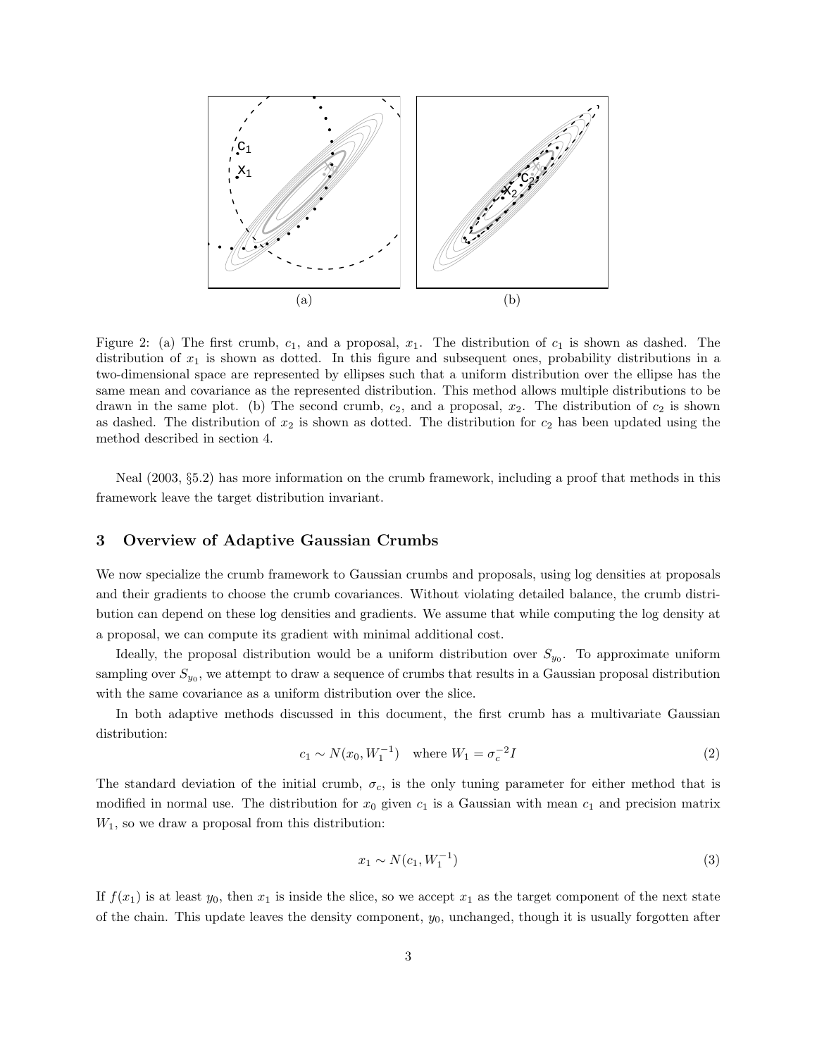Figure 2: (a) The first crumb, $c_1$, and a proposal, $x_1$. The distribution of $c_1$ is shown as dashed. The distribution of $x_1$ is shown as dotted. In this figure and subsequent ones, probability distributions in a two-dimensional space are represented by ellipses such that a uniform distribution over the ellipse has the same mean and covariance as the represented distribution. This method allows multiple distributions to be drawn in the same plot. (b) The second crumb, $c_2$, and a proposal, $x_2$. The distribution of $c_2$ is shown as dashed. The distribution of $x_2$ is shown as dotted. The distribution for $c_2$ has been updated using the method described in section 4.

Neal (2003, §5.2) has more information on the crumb framework, including a proof that methods in this framework leave the target distribution invariant.

## 3 Overview of Adaptive Gaussian Crumbs

We now specialize the crumb framework to Gaussian crumbs and proposals, using log densities at proposals and their gradients to choose the crumb covariances. Without violating detailed balance, the crumb distribution can depend on these log densities and gradients. We assume that while computing the log density at a proposal, we can compute its gradient with minimal additional cost.

Ideally, the proposal distribution would be a uniform distribution over $S_{y_0}$. To approximate uniform sampling over $S_{y_0}$, we attempt to draw a sequence of crumbs that results in a Gaussian proposal distribution with the same covariance as a uniform distribution over the slice.

In both adaptive methods discussed in this document, the first crumb has a multivariate Gaussian distribution:

$$c_1 \sim N(x_0, W_1^{-1}) \quad \text{where } W_1 = \sigma_c^{-2} I \tag{2}$$

The standard deviation of the initial crumb, $\sigma_c$, is the only tuning parameter for either method that is modified in normal use. The distribution for $x_0$ given $c_1$ is a Gaussian with mean $c_1$ and precision matrix $W_1$, so we draw a proposal from this distribution:

$$x_1 \sim N(c_1, W_1^{-1}) \tag{3}$$

If $f(x_1)$ is at least $y_0$, then $x_1$ is inside the slice, so we accept $x_1$ as the target component of the next state of the chain. This update leaves the density component, $y_0$, unchanged, though it is usually forgotten after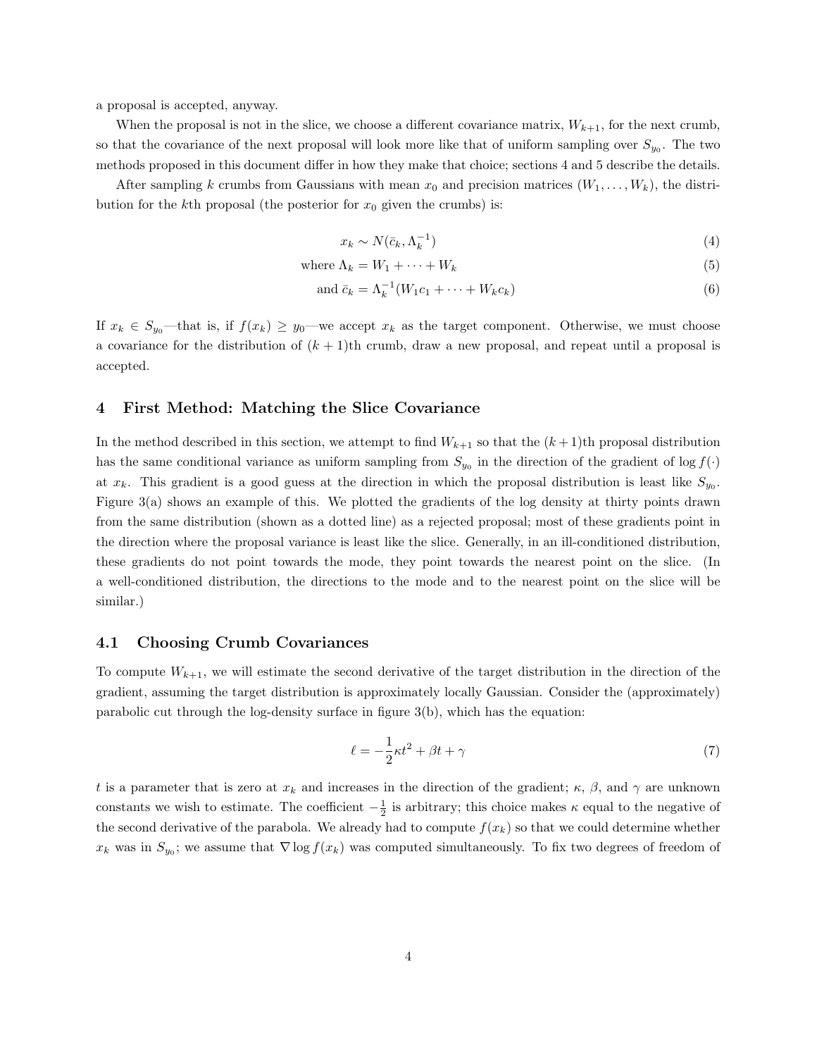a proposal is accepted, anyway.

When the proposal is not in the slice, we choose a different covariance matrix, $W_{k+1}$, for the next crumb, so that the covariance of the next proposal will look more like that of uniform sampling over $S_{y_0}$. The two methods proposed in this document differ in how they make that choice; sections 4 and 5 describe the details.

After sampling $k$ crumbs from Gaussians with mean $x_0$ and precision matrices $(W_1, \dots, W_k)$, the distribution for the $k$th proposal (the posterior for $x_0$ given the crumbs) is:

$$x_k \sim N(\bar{c}_k, \Lambda_k^{-1}) \tag{4}$$

$$\text{where } \Lambda_k = W_1 + \cdots + W_k \tag{5}$$

$$\text{and } \bar{c}_k = \Lambda_k^{-1}(W_1 c_1 + \cdots + W_k c_k) \tag{6}$$

If $x_k \in S_{y_0}$—that is, if $f(x_k) \geq y_0$—we accept $x_k$ as the target component. Otherwise, we must choose a covariance for the distribution of $(k+1)$th crumb, draw a new proposal, and repeat until a proposal is accepted.

## 4 First Method: Matching the Slice Covariance

In the method described in this section, we attempt to find $W_{k+1}$ so that the $(k+1)$th proposal distribution has the same conditional variance as uniform sampling from $S_{y_0}$ in the direction of the gradient of $\log f(\cdot)$ at $x_k$. This gradient is a good guess at the direction in which the proposal distribution is least like $S_{y_0}$. Figure 3(a) shows an example of this. We plotted the gradients of the log density at thirty points drawn from the same distribution (shown as a dotted line) as a rejected proposal; most of these gradients point in the direction where the proposal variance is least like the slice. Generally, in an ill-conditioned distribution, these gradients do not point towards the mode, they point towards the nearest point on the slice. (In a well-conditioned distribution, the directions to the mode and to the nearest point on the slice will be similar.)

### 4.1 Choosing Crumb Covariances

To compute $W_{k+1}$, we will estimate the second derivative of the target distribution in the direction of the gradient, assuming the target distribution is approximately locally Gaussian. Consider the (approximately) parabolic cut through the log-density surface in figure 3(b), which has the equation:

$$\ell = -\frac{1}{2}\kappa t^2 + \beta t + \gamma \tag{7}$$

$t$ is a parameter that is zero at $x_k$ and increases in the direction of the gradient; $\kappa$, $\beta$, and $\gamma$ are unknown constants we wish to estimate. The coefficient $-\frac{1}{2}$ is arbitrary; this choice makes $\kappa$ equal to the negative of the second derivative of the parabola. We already had to compute $f(x_k)$ so that we could determine whether $x_k$ was in $S_{y_0}$; we assume that $\nabla \log f(x_k)$ was computed simultaneously. To fix two degrees of freedom of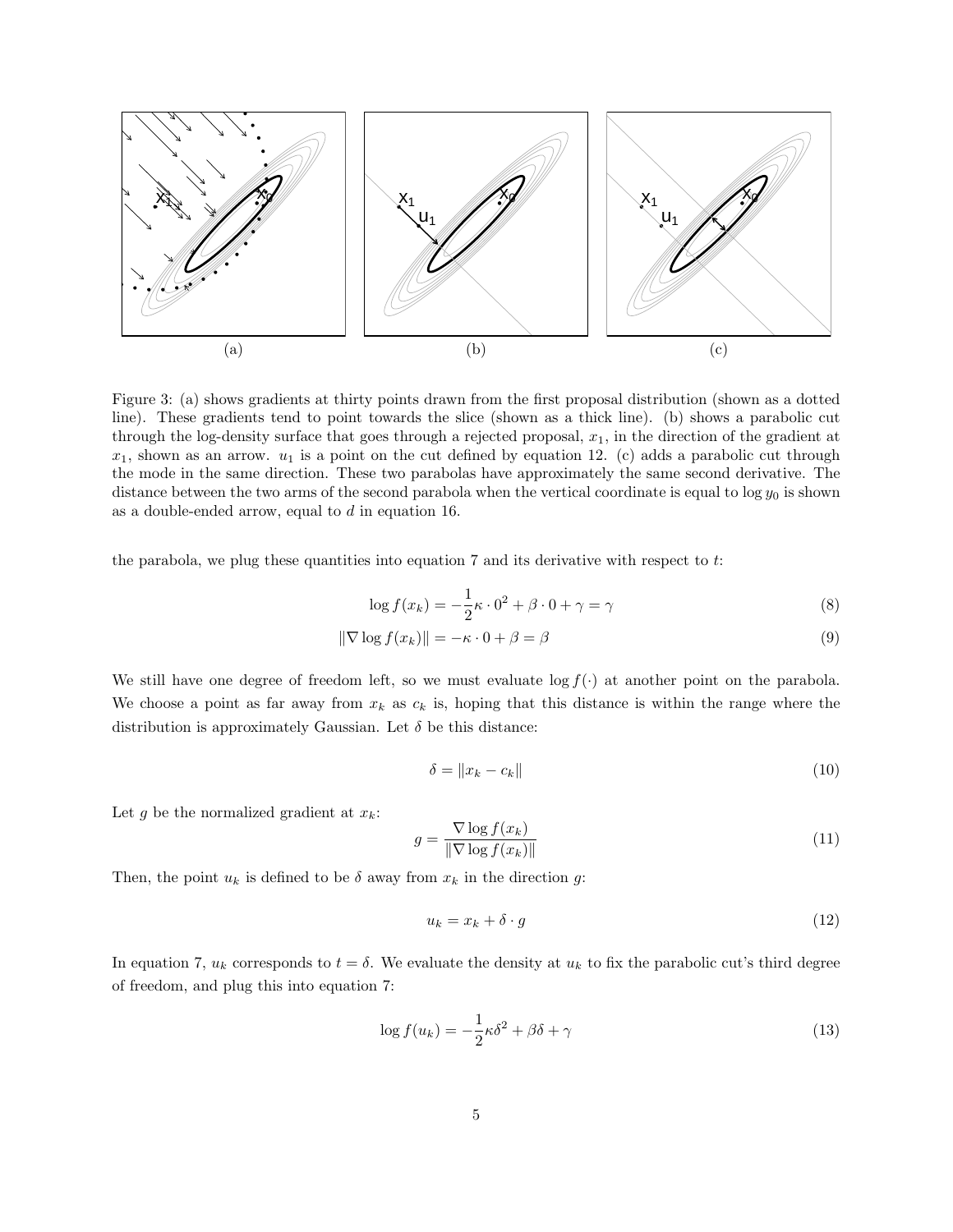Figure 3: (a) shows gradients at thirty points drawn from the first proposal distribution (shown as a dotted line). These gradients tend to point towards the slice (shown as a thick line). (b) shows a parabolic cut through the log-density surface that goes through a rejected proposal, $x_1$, in the direction of the gradient at $x_1$, shown as an arrow. $u_1$ is a point on the cut defined by equation 12. (c) adds a parabolic cut through the mode in the same direction. These two parabolas have approximately the same second derivative. The distance between the two arms of the second parabola when the vertical coordinate is equal to $\log y_0$ is shown as a double-ended arrow, equal to $d$ in equation 16.

the parabola, we plug these quantities into equation 7 and its derivative with respect to $t$:

$$\log f(x_k) = -\frac{1}{2}\kappa \cdot 0^2 + \beta \cdot 0 + \gamma = \gamma \tag{8}$$

$$\|\nabla \log f(x_k)\| = -\kappa \cdot 0 + \beta = \beta \tag{9}$$

We still have one degree of freedom left, so we must evaluate $\log f(\cdot)$ at another point on the parabola. We choose a point as far away from $x_k$ as $c_k$ is, hoping that this distance is within the range where the distribution is approximately Gaussian. Let $\delta$ be this distance:

$$\delta = \|x_k - c_k\| \tag{10}$$

Let $g$ be the normalized gradient at $x_k$:

$$g = \frac{\nabla \log f(x_k)}{\|\nabla \log f(x_k)\|} \tag{11}$$

Then, the point $u_k$ is defined to be $\delta$ away from $x_k$ in the direction $g$:

$$u_k = x_k + \delta \cdot g \tag{12}$$

In equation 7, $u_k$ corresponds to $t = \delta$. We evaluate the density at $u_k$ to fix the parabolic cut's third degree of freedom, and plug this into equation 7:

$$\log f(u_k) = -\frac{1}{2}\kappa\delta^2 + \beta\delta + \gamma \tag{13}$$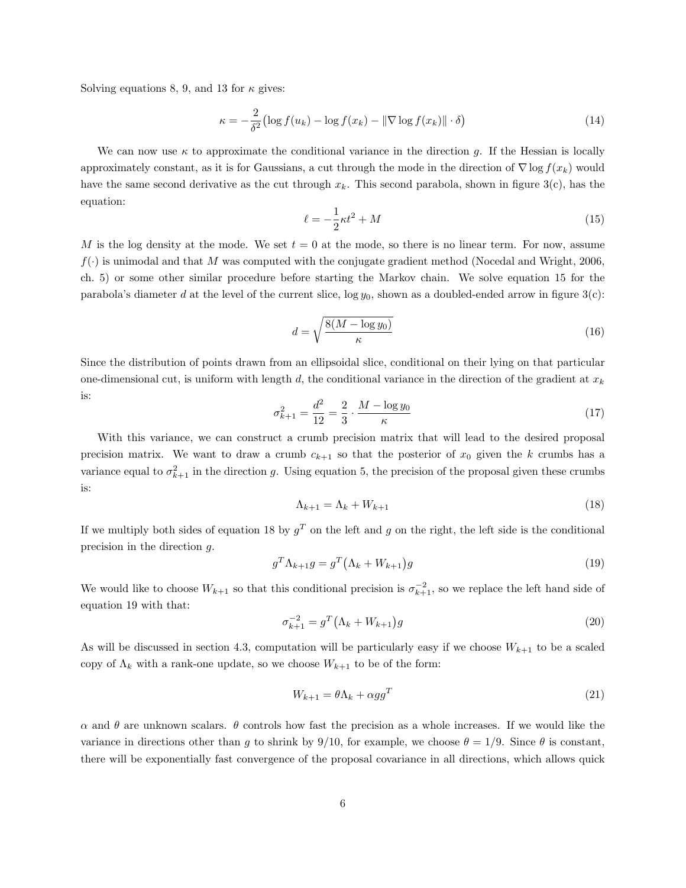Solving equations 8, 9, and 13 for $\kappa$ gives:

$$\kappa = -\frac{2}{\delta^2}\big(\log f(u_k) - \log f(x_k) - \|\nabla \log f(x_k)\| \cdot \delta\big) \tag{14}$$

We can now use $\kappa$ to approximate the conditional variance in the direction $g$. If the Hessian is locally approximately constant, as it is for Gaussians, a cut through the mode in the direction of $\nabla \log f(x_k)$ would have the same second derivative as the cut through $x_k$. This second parabola, shown in figure 3(c), has the equation:

$$\ell = -\frac{1}{2}\kappa t^2 + M \tag{15}$$

$M$ is the log density at the mode. We set $t = 0$ at the mode, so there is no linear term. For now, assume $f(\cdot)$ is unimodal and that $M$ was computed with the conjugate gradient method (Nocedal and Wright, 2006, ch. 5) or some other similar procedure before starting the Markov chain. We solve equation 15 for the parabola's diameter $d$ at the level of the current slice, $\log y_0$, shown as a doubled-ended arrow in figure 3(c):

$$d = \sqrt{\frac{8(M - \log y_0)}{\kappa}} \tag{16}$$

Since the distribution of points drawn from an ellipsoidal slice, conditional on their lying on that particular one-dimensional cut, is uniform with length $d$, the conditional variance in the direction of the gradient at $x_k$ is:

$$\sigma^2_{k+1} = \frac{d^2}{12} = \frac{2}{3} \cdot \frac{M - \log y_0}{\kappa} \tag{17}$$

With this variance, we can construct a crumb precision matrix that will lead to the desired proposal precision matrix. We want to draw a crumb $c_{k+1}$ so that the posterior of $x_0$ given the $k$ crumbs has a variance equal to $\sigma^2_{k+1}$ in the direction $g$. Using equation 5, the precision of the proposal given these crumbs is:

$$\Lambda_{k+1} = \Lambda_k + W_{k+1} \tag{18}$$

If we multiply both sides of equation 18 by $g^T$ on the left and $g$ on the right, the left side is the conditional precision in the direction $g$.

$$g^T \Lambda_{k+1} g = g^T\big(\Lambda_k + W_{k+1}\big)g \tag{19}$$

We would like to choose $W_{k+1}$ so that this conditional precision is $\sigma^{-2}_{k+1}$, so we replace the left hand side of equation 19 with that:

$$\sigma^{-2}_{k+1} = g^T\big(\Lambda_k + W_{k+1}\big)g \tag{20}$$

As will be discussed in section 4.3, computation will be particularly easy if we choose $W_{k+1}$ to be a scaled copy of $\Lambda_k$ with a rank-one update, so we choose $W_{k+1}$ to be of the form:

$$W_{k+1} = \theta\Lambda_k + \alpha g g^T \tag{21}$$

$\alpha$ and $\theta$ are unknown scalars. $\theta$ controls how fast the precision as a whole increases. If we would like the variance in directions other than $g$ to shrink by 9/10, for example, we choose $\theta = 1/9$. Since $\theta$ is constant, there will be exponentially fast convergence of the proposal covariance in all directions, which allows quick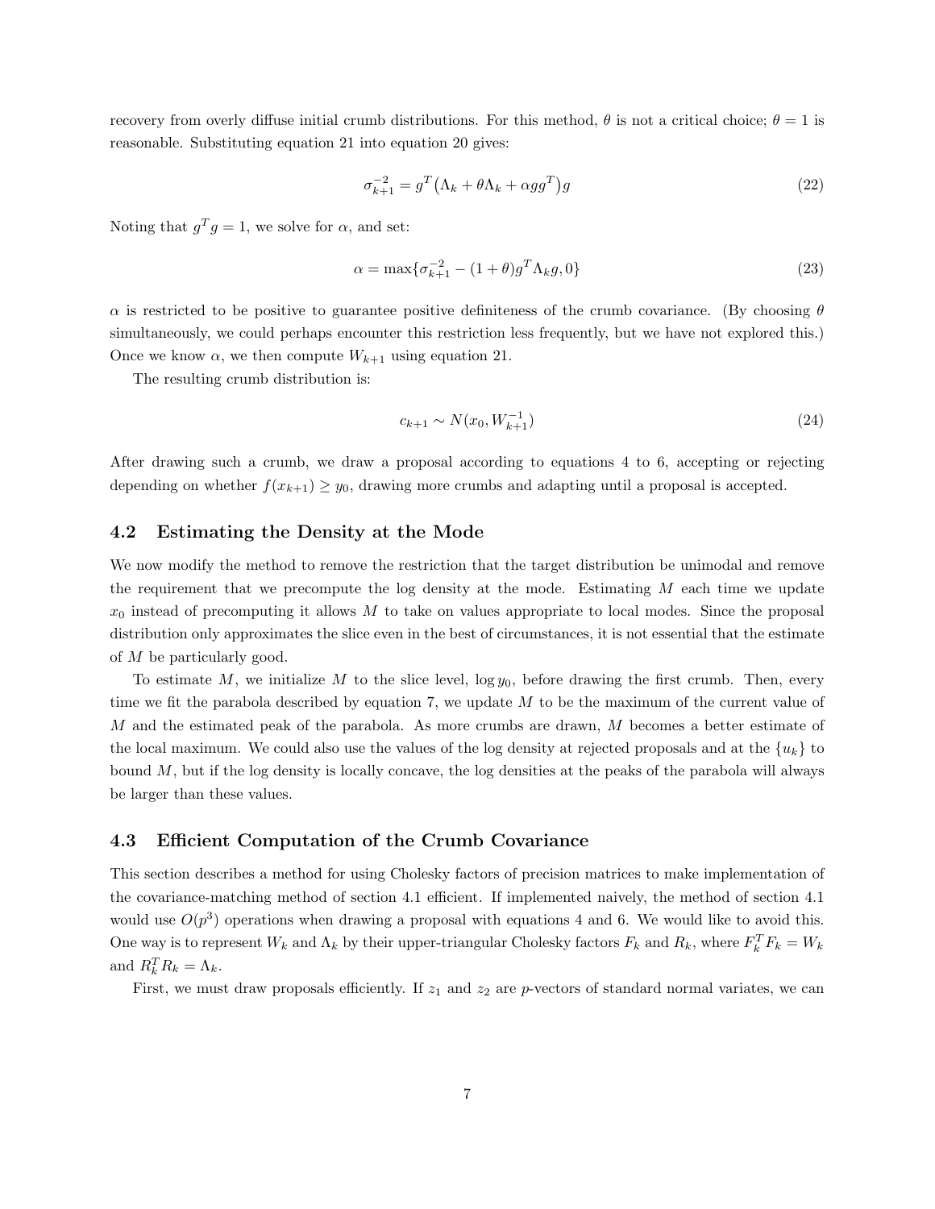recovery from overly diffuse initial crumb distributions. For this method, $\theta$ is not a critical choice; $\theta = 1$ is reasonable. Substituting equation 21 into equation 20 gives:

$$\sigma_{k+1}^{-2} = g^T\big(\Lambda_k + \theta\Lambda_k + \alpha g g^T\big)g \tag{22}$$

Noting that $g^T g = 1$, we solve for $\alpha$, and set:

$$\alpha = \max\{\sigma_{k+1}^{-2} - (1+\theta)g^T\Lambda_k g, 0\} \tag{23}$$

$\alpha$ is restricted to be positive to guarantee positive definiteness of the crumb covariance. (By choosing $\theta$ simultaneously, we could perhaps encounter this restriction less frequently, but we have not explored this.) Once we know $\alpha$, we then compute $W_{k+1}$ using equation 21.

The resulting crumb distribution is:

$$c_{k+1} \sim N(x_0, W_{k+1}^{-1}) \tag{24}$$

After drawing such a crumb, we draw a proposal according to equations 4 to 6, accepting or rejecting depending on whether $f(x_{k+1}) \geq y_0$, drawing more crumbs and adapting until a proposal is accepted.

### 4.2 Estimating the Density at the Mode

We now modify the method to remove the restriction that the target distribution be unimodal and remove the requirement that we precompute the log density at the mode. Estimating $M$ each time we update $x_0$ instead of precomputing it allows $M$ to take on values appropriate to local modes. Since the proposal distribution only approximates the slice even in the best of circumstances, it is not essential that the estimate of $M$ be particularly good.

To estimate $M$, we initialize $M$ to the slice level, $\log y_0$, before drawing the first crumb. Then, every time we fit the parabola described by equation 7, we update $M$ to be the maximum of the current value of $M$ and the estimated peak of the parabola. As more crumbs are drawn, $M$ becomes a better estimate of the local maximum. We could also use the values of the log density at rejected proposals and at the $\{u_k\}$ to bound $M$, but if the log density is locally concave, the log densities at the peaks of the parabola will always be larger than these values.

### 4.3 Efficient Computation of the Crumb Covariance

This section describes a method for using Cholesky factors of precision matrices to make implementation of the covariance-matching method of section 4.1 efficient. If implemented naively, the method of section 4.1 would use $O(p^3)$ operations when drawing a proposal with equations 4 and 6. We would like to avoid this. One way is to represent $W_k$ and $\Lambda_k$ by their upper-triangular Cholesky factors $F_k$ and $R_k$, where $F_k^T F_k = W_k$ and $R_k^T R_k = \Lambda_k$.

First, we must draw proposals efficiently. If $z_1$ and $z_2$ are $p$-vectors of standard normal variates, we can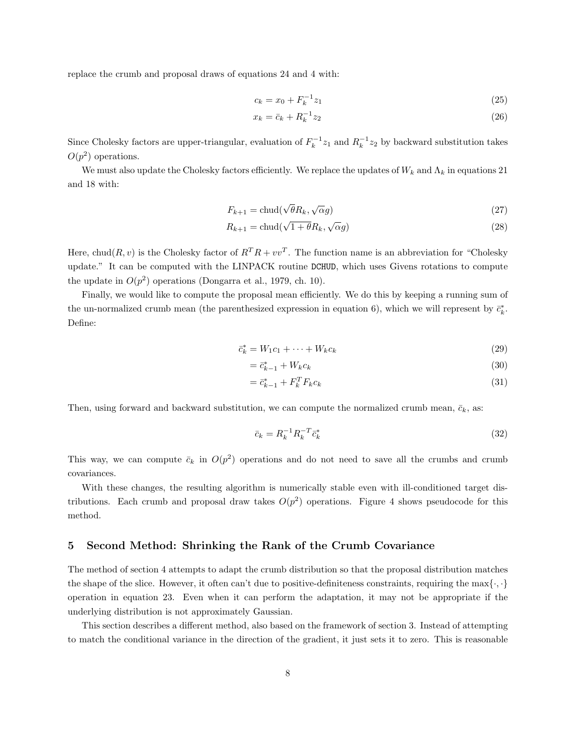replace the crumb and proposal draws of equations 24 and 4 with:

$$c_k = x_0 + F_k^{-1} z_1 \tag{25}$$

$$x_k = \bar{c}_k + R_k^{-1} z_2 \tag{26}$$

Since Cholesky factors are upper-triangular, evaluation of $F_k^{-1} z_1$ and $R_k^{-1} z_2$ by backward substitution takes $O(p^2)$ operations.

We must also update the Cholesky factors efficiently. We replace the updates of $W_k$ and $\Lambda_k$ in equations 21 and 18 with:

$$F_{k+1} = \text{chud}(\sqrt{\theta} R_k, \sqrt{\alpha} g) \tag{27}$$

$$R_{k+1} = \text{chud}(\sqrt{1+\theta} R_k, \sqrt{\alpha} g) \tag{28}$$

Here, $\text{chud}(R, v)$ is the Cholesky factor of $R^T R + vv^T$. The function name is an abbreviation for "Cholesky update." It can be computed with the LINPACK routine `DCHUD`, which uses Givens rotations to compute the update in $O(p^2)$ operations (Dongarra et al., 1979, ch. 10).

Finally, we would like to compute the proposal mean efficiently. We do this by keeping a running sum of the un-normalized crumb mean (the parenthesized expression in equation 6), which we will represent by $\bar{c}_k^*$. Define:

$$\bar{c}_k^* = W_1 c_1 + \cdots + W_k c_k \tag{29}$$

$$= \bar{c}_{k-1}^* + W_k c_k \tag{30}$$

$$= \bar{c}_{k-1}^* + F_k^T F_k c_k \tag{31}$$

Then, using forward and backward substitution, we can compute the normalized crumb mean, $\bar{c}_k$, as:

$$\bar{c}_k = R_k^{-1} R_k^{-T} \bar{c}_k^* \tag{32}$$

This way, we can compute $\bar{c}_k$ in $O(p^2)$ operations and do not need to save all the crumbs and crumb covariances.

With these changes, the resulting algorithm is numerically stable even with ill-conditioned target distributions. Each crumb and proposal draw takes $O(p^2)$ operations. Figure 4 shows pseudocode for this method.

## 5 Second Method: Shrinking the Rank of the Crumb Covariance

The method of section 4 attempts to adapt the crumb distribution so that the proposal distribution matches the shape of the slice. However, it often can't due to positive-definiteness constraints, requiring the $\max\{\cdot, \cdot\}$ operation in equation 23. Even when it can perform the adaptation, it may not be appropriate if the underlying distribution is not approximately Gaussian.

This section describes a different method, also based on the framework of section 3. Instead of attempting to match the conditional variance in the direction of the gradient, it just sets it to zero. This is reasonable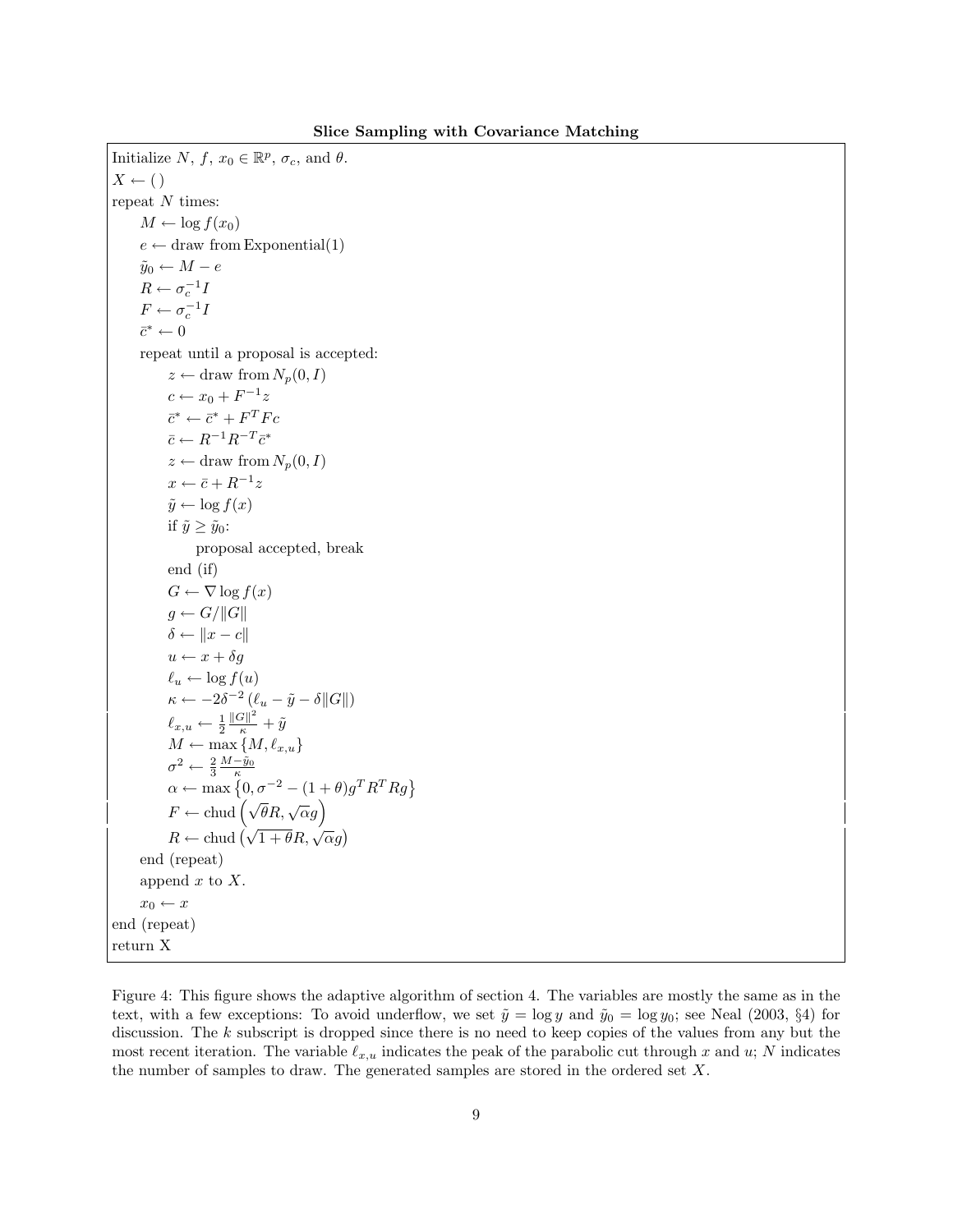**Slice Sampling with Covariance Matching**

Initialize $N$, $f$, $x_0 \in \mathbb{R}^p$, $\sigma_c$, and $\theta$.
$X \leftarrow (\,)$
repeat $N$ times:
  $M \leftarrow \log f(x_0)$
  $e \leftarrow$ draw from Exponential(1)
  $\tilde{y}_0 \leftarrow M - e$
  $R \leftarrow \sigma_c^{-1} I$
  $F \leftarrow \sigma_c^{-1} I$
  $\bar{c}^* \leftarrow 0$
  repeat until a proposal is accepted:
    $z \leftarrow$ draw from $N_p(0, I)$
    $c \leftarrow x_0 + F^{-1} z$
    $\bar{c}^* \leftarrow \bar{c}^* + F^T F c$
    $\bar{c} \leftarrow R^{-1} R^{-T} \bar{c}^*$
    $z \leftarrow$ draw from $N_p(0, I)$
    $x \leftarrow \bar{c} + R^{-1} z$
    $\tilde{y} \leftarrow \log f(x)$
    if $\tilde{y} \geq \tilde{y}_0$:
      proposal accepted, break
    end (if)
    $G \leftarrow \nabla \log f(x)$
    $g \leftarrow G / \|G\|$
    $\delta \leftarrow \|x - c\|$
    $u \leftarrow x + \delta g$
    $\ell_u \leftarrow \log f(u)$
    $\kappa \leftarrow -2\delta^{-2} \left(\ell_u - \tilde{y} - \delta \|G\|\right)$
    $\ell_{x,u} \leftarrow \frac{1}{2} \frac{\|G\|^2}{\kappa} + \tilde{y}$
    $M \leftarrow \max\{M, \ell_{x,u}\}$
    $\sigma^2 \leftarrow \frac{2}{3} \frac{M - \tilde{y}_0}{\kappa}$
    $\alpha \leftarrow \max\left\{0, \sigma^{-2} - (1+\theta) g^T R^T R g\right\}$
    $F \leftarrow \mathrm{chud}\left(\sqrt{\theta} R, \sqrt{\alpha} g\right)$
    $R \leftarrow \mathrm{chud}\left(\sqrt{1+\theta} R, \sqrt{\alpha} g\right)$
  end (repeat)
  append $x$ to $X$.
  $x_0 \leftarrow x$
end (repeat)
return X

Figure 4: This figure shows the adaptive algorithm of section 4. The variables are mostly the same as in the text, with a few exceptions: To avoid underflow, we set $\tilde{y} = \log y$ and $\tilde{y}_0 = \log y_0$; see Neal (2003, §4) for discussion. The $k$ subscript is dropped since there is no need to keep copies of the values from any but the most recent iteration. The variable $\ell_{x,u}$ indicates the peak of the parabolic cut through $x$ and $u$; $N$ indicates the number of samples to draw. The generated samples are stored in the ordered set $X$.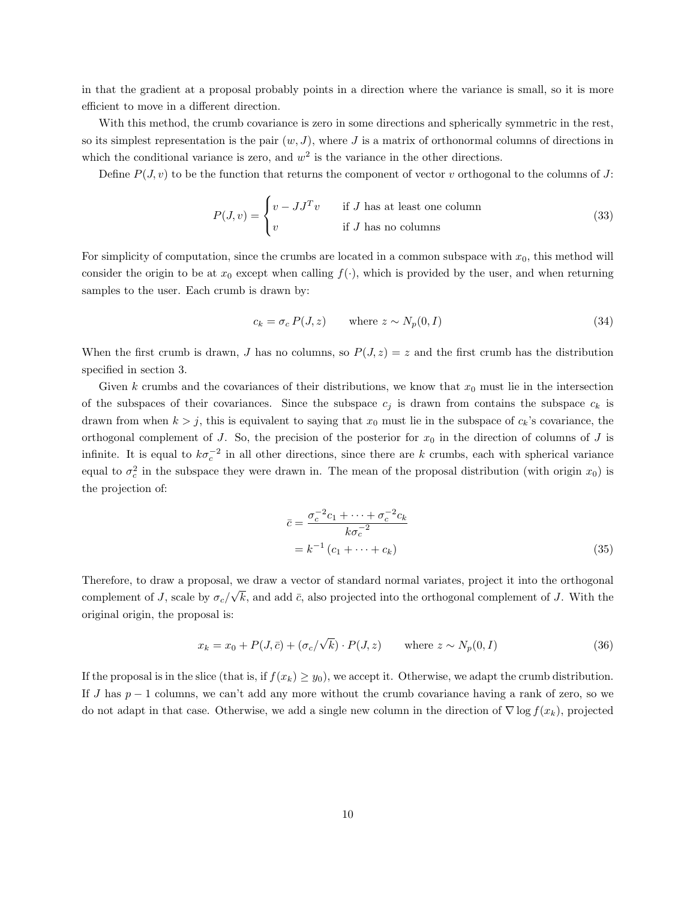in that the gradient at a proposal probably points in a direction where the variance is small, so it is more efficient to move in a different direction.

With this method, the crumb covariance is zero in some directions and spherically symmetric in the rest, so its simplest representation is the pair $(w, J)$, where $J$ is a matrix of orthonormal columns of directions in which the conditional variance is zero, and $w^2$ is the variance in the other directions.

Define $P(J, v)$ to be the function that returns the component of vector $v$ orthogonal to the columns of $J$:

$$P(J, v) = \begin{cases} v - JJ^T v & \text{if } J \text{ has at least one column} \\ v & \text{if } J \text{ has no columns} \end{cases} \tag{33}$$

For simplicity of computation, since the crumbs are located in a common subspace with $x_0$, this method will consider the origin to be at $x_0$ except when calling $f(\cdot)$, which is provided by the user, and when returning samples to the user. Each crumb is drawn by:

$$c_k = \sigma_c \, P(J, z) \qquad \text{where } z \sim N_p(0, I) \tag{34}$$

When the first crumb is drawn, $J$ has no columns, so $P(J, z) = z$ and the first crumb has the distribution specified in section 3.

Given $k$ crumbs and the covariances of their distributions, we know that $x_0$ must lie in the intersection of the subspaces of their covariances. Since the subspace $c_j$ is drawn from contains the subspace $c_k$ is drawn from when $k > j$, this is equivalent to saying that $x_0$ must lie in the subspace of $c_k$'s covariance, the orthogonal complement of $J$. So, the precision of the posterior for $x_0$ in the direction of columns of $J$ is infinite. It is equal to $k\sigma_c^{-2}$ in all other directions, since there are $k$ crumbs, each with spherical variance equal to $\sigma_c^2$ in the subspace they were drawn in. The mean of the proposal distribution (with origin $x_0$) is the projection of:

$$\begin{aligned} \bar{c} &= \frac{\sigma_c^{-2} c_1 + \cdots + \sigma_c^{-2} c_k}{k\sigma_c^{-2}} \\ &= k^{-1} \left( c_1 + \cdots + c_k \right) \end{aligned} \tag{35}$$

Therefore, to draw a proposal, we draw a vector of standard normal variates, project it into the orthogonal complement of $J$, scale by $\sigma_c/\sqrt{k}$, and add $\bar{c}$, also projected into the orthogonal complement of $J$. With the original origin, the proposal is:

$$x_k = x_0 + P(J, \bar{c}) + (\sigma_c/\sqrt{k}) \cdot P(J, z) \qquad \text{where } z \sim N_p(0, I) \tag{36}$$

If the proposal is in the slice (that is, if $f(x_k) \geq y_0$), we accept it. Otherwise, we adapt the crumb distribution. If $J$ has $p - 1$ columns, we can't add any more without the crumb covariance having a rank of zero, so we do not adapt in that case. Otherwise, we add a single new column in the direction of $\nabla \log f(x_k)$, projected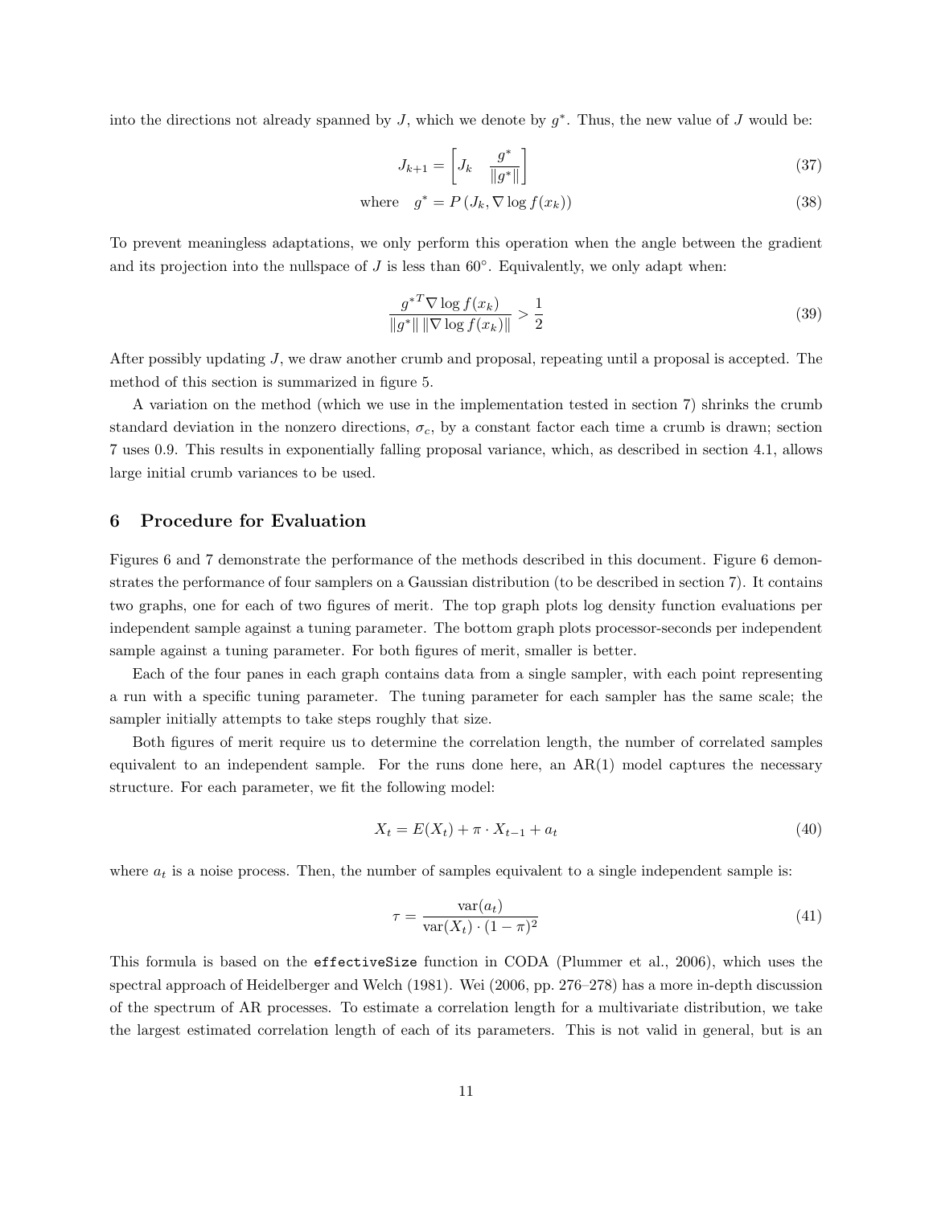into the directions not already spanned by $J$, which we denote by $g^*$. Thus, the new value of $J$ would be:

$$J_{k+1} = \begin{bmatrix} J_k & \frac{g^*}{\|g^*\|} \end{bmatrix} \tag{37}$$

$$\text{where} \quad g^* = P\left(J_k, \nabla \log f(x_k)\right) \tag{38}$$

To prevent meaningless adaptations, we only perform this operation when the angle between the gradient and its projection into the nullspace of $J$ is less than $60°$. Equivalently, we only adapt when:

$$\frac{{g^*}^T \nabla \log f(x_k)}{\|g^*\| \, \|\nabla \log f(x_k)\|} > \frac{1}{2} \tag{39}$$

After possibly updating $J$, we draw another crumb and proposal, repeating until a proposal is accepted. The method of this section is summarized in figure 5.

A variation on the method (which we use in the implementation tested in section 7) shrinks the crumb standard deviation in the nonzero directions, $\sigma_c$, by a constant factor each time a crumb is drawn; section 7 uses 0.9. This results in exponentially falling proposal variance, which, as described in section 4.1, allows large initial crumb variances to be used.

## 6 Procedure for Evaluation

Figures 6 and 7 demonstrate the performance of the methods described in this document. Figure 6 demonstrates the performance of four samplers on a Gaussian distribution (to be described in section 7). It contains two graphs, one for each of two figures of merit. The top graph plots log density function evaluations per independent sample against a tuning parameter. The bottom graph plots processor-seconds per independent sample against a tuning parameter. For both figures of merit, smaller is better.

Each of the four panes in each graph contains data from a single sampler, with each point representing a run with a specific tuning parameter. The tuning parameter for each sampler has the same scale; the sampler initially attempts to take steps roughly that size.

Both figures of merit require us to determine the correlation length, the number of correlated samples equivalent to an independent sample. For the runs done here, an AR(1) model captures the necessary structure. For each parameter, we fit the following model:

$$X_t = E(X_t) + \pi \cdot X_{t-1} + a_t \tag{40}$$

where $a_t$ is a noise process. Then, the number of samples equivalent to a single independent sample is:

$$\tau = \frac{\text{var}(a_t)}{\text{var}(X_t) \cdot (1 - \pi)^2} \tag{41}$$

This formula is based on the `effectiveSize` function in CODA (Plummer et al., 2006), which uses the spectral approach of Heidelberger and Welch (1981). Wei (2006, pp. 276–278) has a more in-depth discussion of the spectrum of AR processes. To estimate a correlation length for a multivariate distribution, we take the largest estimated correlation length of each of its parameters. This is not valid in general, but is an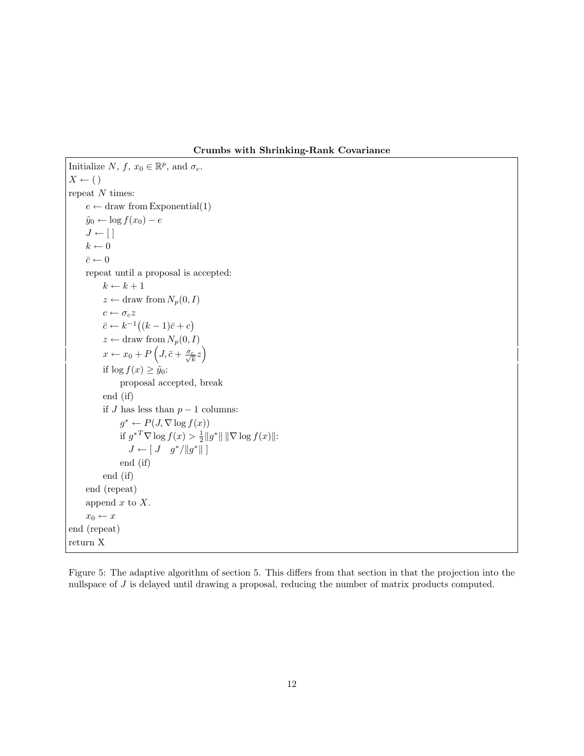**Crumbs with Shrinking-Rank Covariance**

```
Initialize N, f, x_0 ∈ ℝ^p, and σ_c.
X ← ( )
repeat N times:
    e ← draw from Exponential(1)
    ỹ_0 ← log f(x_0) − e
    J ← [ ]
    k ← 0
    c̄ ← 0
    repeat until a proposal is accepted:
        k ← k + 1
        z ← draw from N_p(0, I)
        c ← σ_c z
        c̄ ← k^{-1}((k − 1)c̄ + c)
        z ← draw from N_p(0, I)
        x ← x_0 + P(J, c̄ + (σ_c/√k) z)
        if log f(x) ≥ ỹ_0:
            proposal accepted, break
        end (if)
        if J has less than p − 1 columns:
            g* ← P(J, ∇ log f(x))
            if g*^T ∇ log f(x) > (1/2)‖g*‖ ‖∇ log f(x)‖:
                J ← [ J   g*/‖g*‖ ]
            end (if)
        end (if)
    end (repeat)
    append x to X.
    x_0 ← x
end (repeat)
return X
```

Figure 5: The adaptive algorithm of section 5. This differs from that section in that the projection into the nullspace of $J$ is delayed until drawing a proposal, reducing the number of matrix products computed.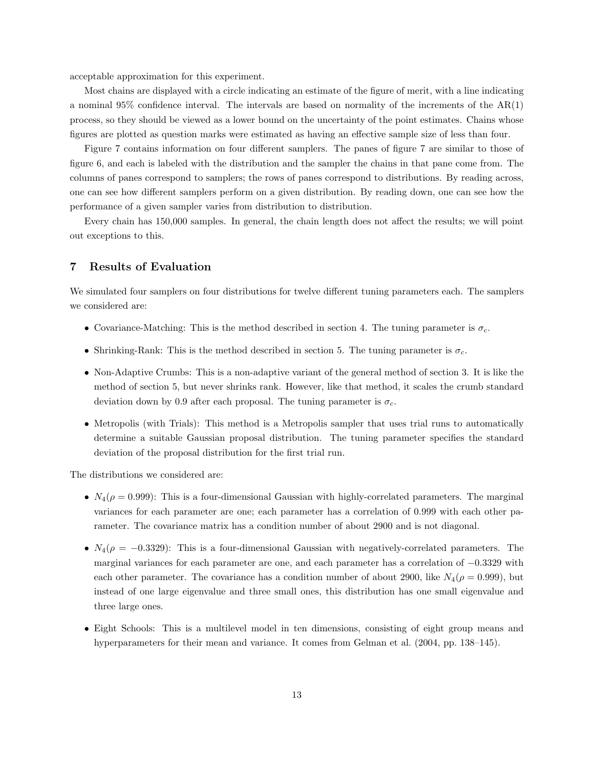acceptable approximation for this experiment.

Most chains are displayed with a circle indicating an estimate of the figure of merit, with a line indicating a nominal 95% confidence interval. The intervals are based on normality of the increments of the AR(1) process, so they should be viewed as a lower bound on the uncertainty of the point estimates. Chains whose figures are plotted as question marks were estimated as having an effective sample size of less than four.

Figure 7 contains information on four different samplers. The panes of figure 7 are similar to those of figure 6, and each is labeled with the distribution and the sampler the chains in that pane come from. The columns of panes correspond to samplers; the rows of panes correspond to distributions. By reading across, one can see how different samplers perform on a given distribution. By reading down, one can see how the performance of a given sampler varies from distribution to distribution.

Every chain has 150,000 samples. In general, the chain length does not affect the results; we will point out exceptions to this.

## 7 Results of Evaluation

We simulated four samplers on four distributions for twelve different tuning parameters each. The samplers we considered are:

- Covariance-Matching: This is the method described in section 4. The tuning parameter is $\sigma_c$.
- Shrinking-Rank: This is the method described in section 5. The tuning parameter is $\sigma_c$.
- Non-Adaptive Crumbs: This is a non-adaptive variant of the general method of section 3. It is like the method of section 5, but never shrinks rank. However, like that method, it scales the crumb standard deviation down by 0.9 after each proposal. The tuning parameter is $\sigma_c$.
- Metropolis (with Trials): This method is a Metropolis sampler that uses trial runs to automatically determine a suitable Gaussian proposal distribution. The tuning parameter specifies the standard deviation of the proposal distribution for the first trial run.

The distributions we considered are:

- $N_4(\rho = 0.999)$: This is a four-dimensional Gaussian with highly-correlated parameters. The marginal variances for each parameter are one; each parameter has a correlation of 0.999 with each other parameter. The covariance matrix has a condition number of about 2900 and is not diagonal.
- $N_4(\rho = -0.3329)$: This is a four-dimensional Gaussian with negatively-correlated parameters. The marginal variances for each parameter are one, and each parameter has a correlation of $-0.3329$ with each other parameter. The covariance has a condition number of about 2900, like $N_4(\rho = 0.999)$, but instead of one large eigenvalue and three small ones, this distribution has one small eigenvalue and three large ones.
- Eight Schools: This is a multilevel model in ten dimensions, consisting of eight group means and hyperparameters for their mean and variance. It comes from Gelman et al. (2004, pp. 138–145).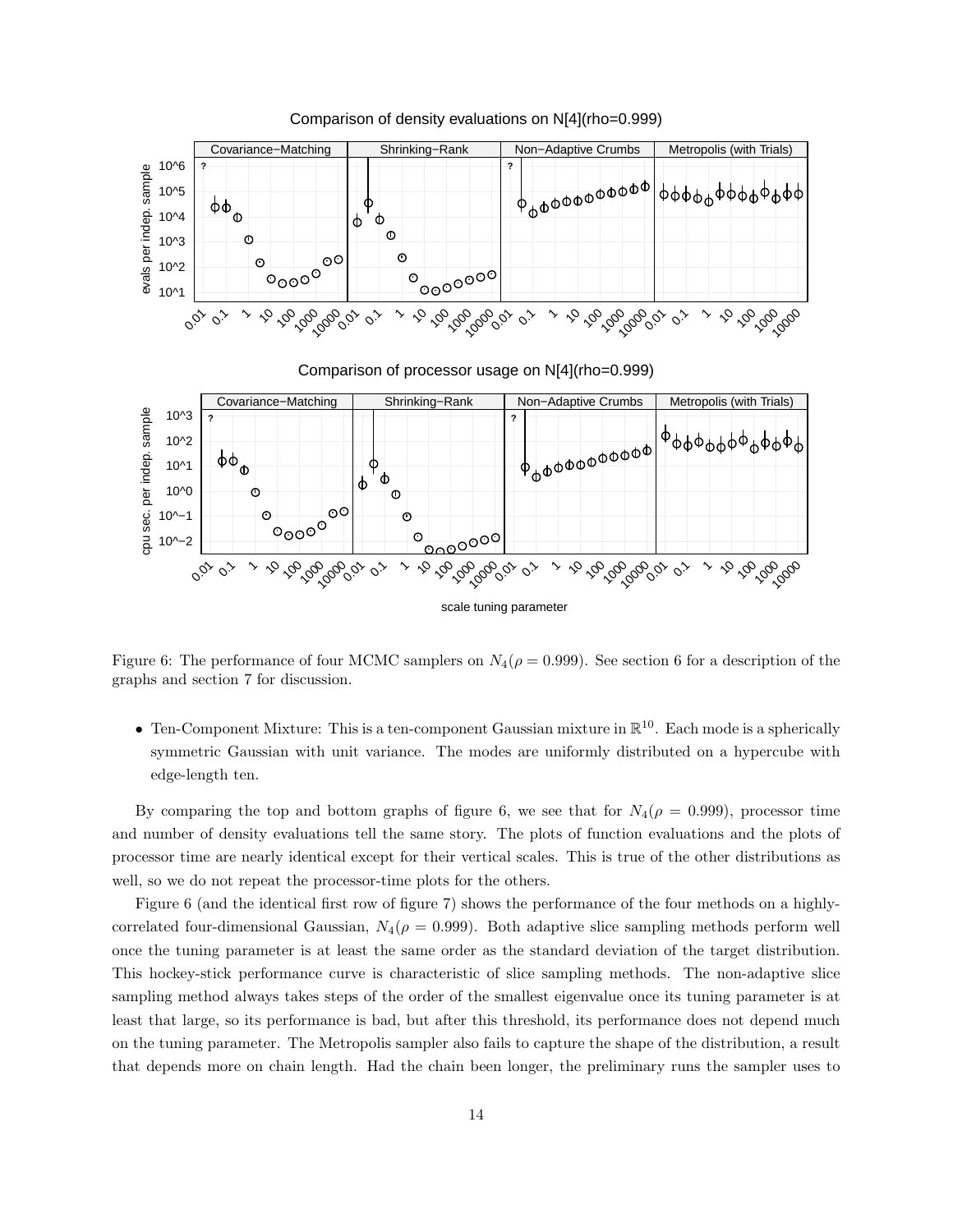Figure 6: The performance of four MCMC samplers on $N_4(\rho = 0.999)$. See section 6 for a description of the graphs and section 7 for discussion.

- Ten-Component Mixture: This is a ten-component Gaussian mixture in $\mathbb{R}^{10}$. Each mode is a spherically symmetric Gaussian with unit variance. The modes are uniformly distributed on a hypercube with edge-length ten.

By comparing the top and bottom graphs of figure 6, we see that for $N_4(\rho = 0.999)$, processor time and number of density evaluations tell the same story. The plots of function evaluations and the plots of processor time are nearly identical except for their vertical scales. This is true of the other distributions as well, so we do not repeat the processor-time plots for the others.

Figure 6 (and the identical first row of figure 7) shows the performance of the four methods on a highly-correlated four-dimensional Gaussian, $N_4(\rho = 0.999)$. Both adaptive slice sampling methods perform well once the tuning parameter is at least the same order as the standard deviation of the target distribution. This hockey-stick performance curve is characteristic of slice sampling methods. The non-adaptive slice sampling method always takes steps of the order of the smallest eigenvalue once its tuning parameter is at least that large, so its performance is bad, but after this threshold, its performance does not depend much on the tuning parameter. The Metropolis sampler also fails to capture the shape of the distribution, a result that depends more on chain length. Had the chain been longer, the preliminary runs the sampler uses to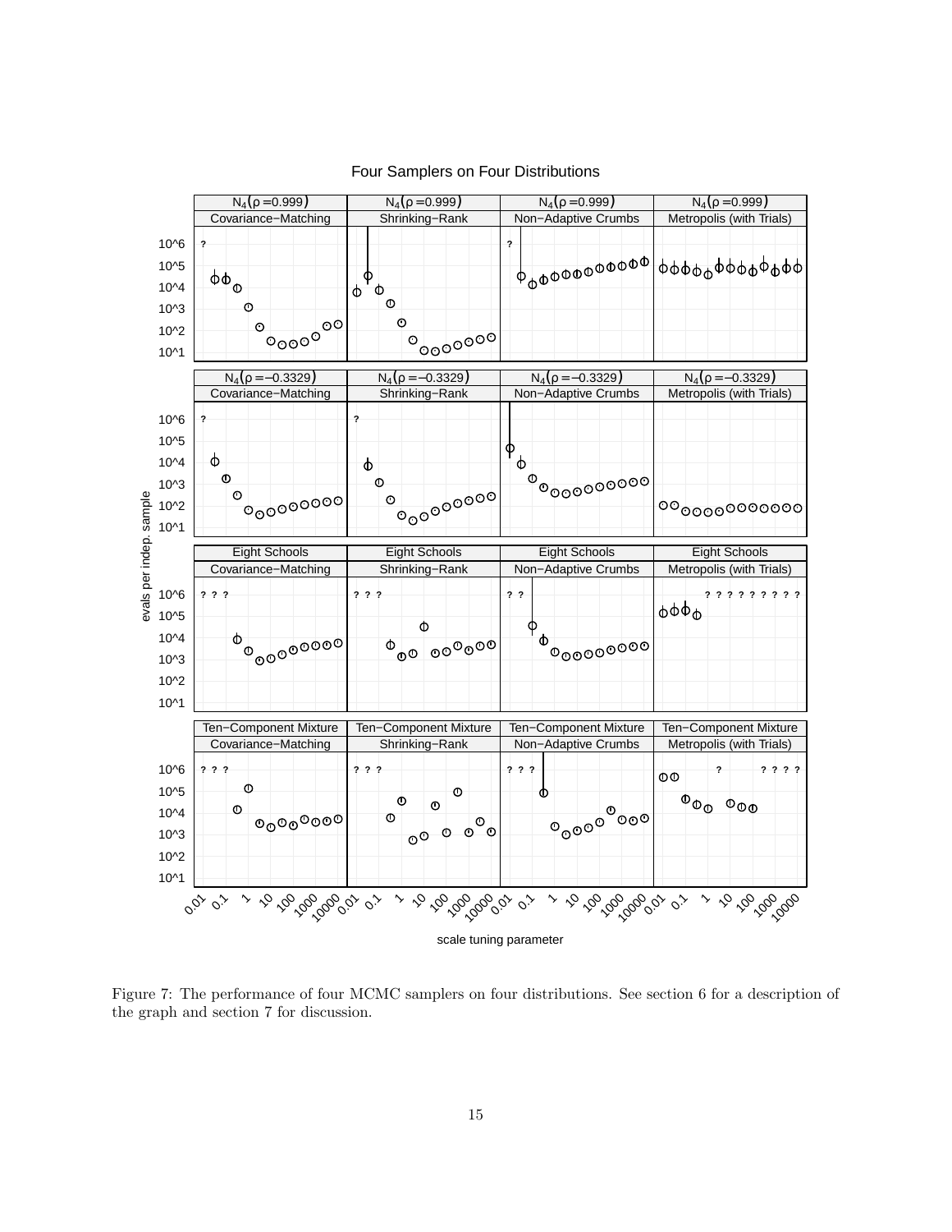Figure 7: The performance of four MCMC samplers on four distributions. See section 6 for a description of the graph and section 7 for discussion.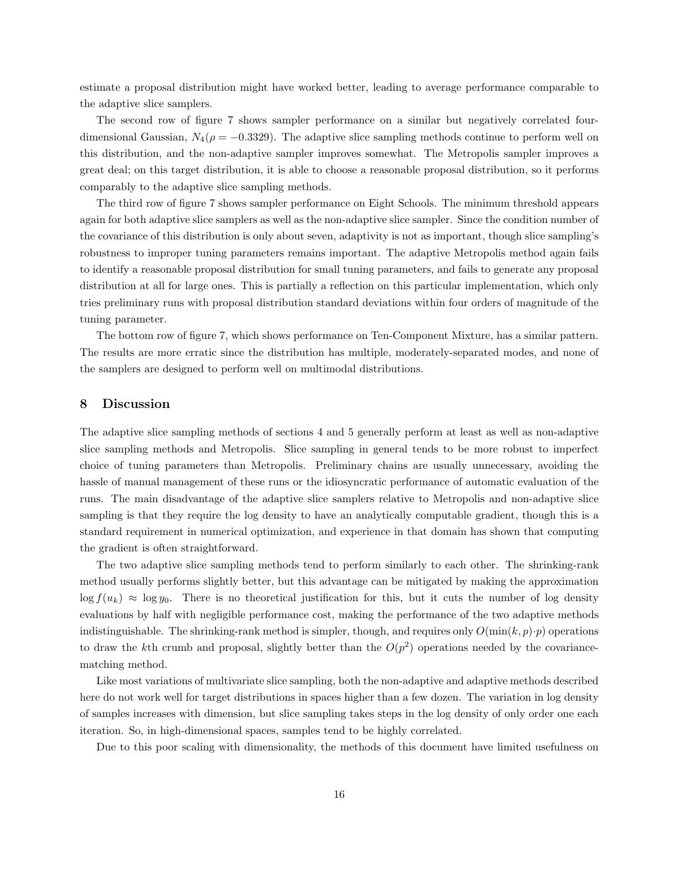estimate a proposal distribution might have worked better, leading to average performance comparable to the adaptive slice samplers.

The second row of figure 7 shows sampler performance on a similar but negatively correlated four-dimensional Gaussian, $N_4(\rho = -0.3329)$. The adaptive slice sampling methods continue to perform well on this distribution, and the non-adaptive sampler improves somewhat. The Metropolis sampler improves a great deal; on this target distribution, it is able to choose a reasonable proposal distribution, so it performs comparably to the adaptive slice sampling methods.

The third row of figure 7 shows sampler performance on Eight Schools. The minimum threshold appears again for both adaptive slice samplers as well as the non-adaptive slice sampler. Since the condition number of the covariance of this distribution is only about seven, adaptivity is not as important, though slice sampling's robustness to improper tuning parameters remains important. The adaptive Metropolis method again fails to identify a reasonable proposal distribution for small tuning parameters, and fails to generate any proposal distribution at all for large ones. This is partially a reflection on this particular implementation, which only tries preliminary runs with proposal distribution standard deviations within four orders of magnitude of the tuning parameter.

The bottom row of figure 7, which shows performance on Ten-Component Mixture, has a similar pattern. The results are more erratic since the distribution has multiple, moderately-separated modes, and none of the samplers are designed to perform well on multimodal distributions.

## 8 Discussion

The adaptive slice sampling methods of sections 4 and 5 generally perform at least as well as non-adaptive slice sampling methods and Metropolis. Slice sampling in general tends to be more robust to imperfect choice of tuning parameters than Metropolis. Preliminary chains are usually unnecessary, avoiding the hassle of manual management of these runs or the idiosyncratic performance of automatic evaluation of the runs. The main disadvantage of the adaptive slice samplers relative to Metropolis and non-adaptive slice sampling is that they require the log density to have an analytically computable gradient, though this is a standard requirement in numerical optimization, and experience in that domain has shown that computing the gradient is often straightforward.

The two adaptive slice sampling methods tend to perform similarly to each other. The shrinking-rank method usually performs slightly better, but this advantage can be mitigated by making the approximation $\log f(u_k) \approx \log y_0$. There is no theoretical justification for this, but it cuts the number of log density evaluations by half with negligible performance cost, making the performance of the two adaptive methods indistinguishable. The shrinking-rank method is simpler, though, and requires only $O(\min(k, p) \cdot p)$ operations to draw the $k$th crumb and proposal, slightly better than the $O(p^2)$ operations needed by the covariance-matching method.

Like most variations of multivariate slice sampling, both the non-adaptive and adaptive methods described here do not work well for target distributions in spaces higher than a few dozen. The variation in log density of samples increases with dimension, but slice sampling takes steps in the log density of only order one each iteration. So, in high-dimensional spaces, samples tend to be highly correlated.

Due to this poor scaling with dimensionality, the methods of this document have limited usefulness on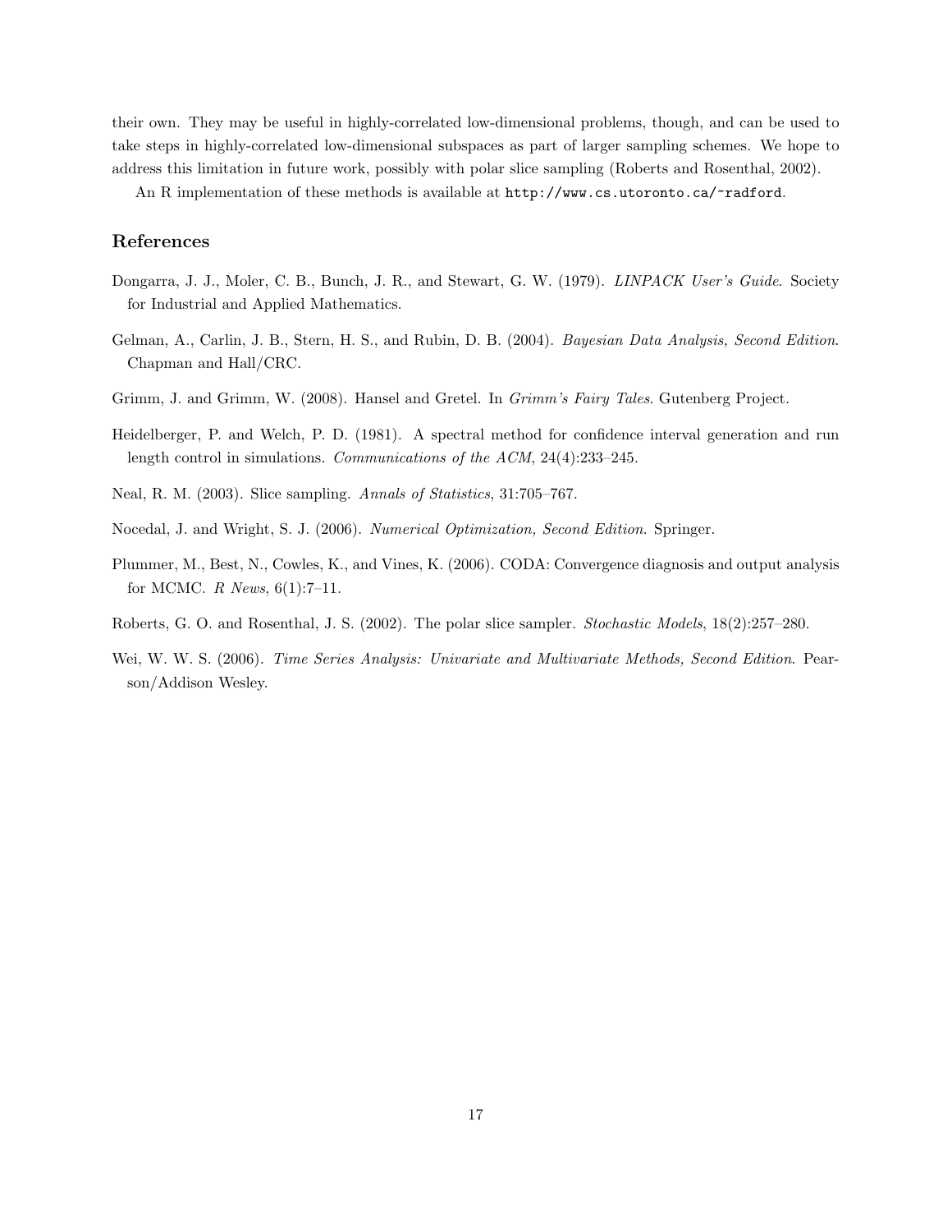their own. They may be useful in highly-correlated low-dimensional problems, though, and can be used to take steps in highly-correlated low-dimensional subspaces as part of larger sampling schemes. We hope to address this limitation in future work, possibly with polar slice sampling (Roberts and Rosenthal, 2002).

An R implementation of these methods is available at `http://www.cs.utoronto.ca/~radford`.

## References

Dongarra, J. J., Moler, C. B., Bunch, J. R., and Stewart, G. W. (1979). *LINPACK User's Guide*. Society for Industrial and Applied Mathematics.

Gelman, A., Carlin, J. B., Stern, H. S., and Rubin, D. B. (2004). *Bayesian Data Analysis, Second Edition*. Chapman and Hall/CRC.

Grimm, J. and Grimm, W. (2008). Hansel and Gretel. In *Grimm's Fairy Tales*. Gutenberg Project.

Heidelberger, P. and Welch, P. D. (1981). A spectral method for confidence interval generation and run length control in simulations. *Communications of the ACM*, 24(4):233–245.

Neal, R. M. (2003). Slice sampling. *Annals of Statistics*, 31:705–767.

Nocedal, J. and Wright, S. J. (2006). *Numerical Optimization, Second Edition*. Springer.

Plummer, M., Best, N., Cowles, K., and Vines, K. (2006). CODA: Convergence diagnosis and output analysis for MCMC. *R News*, 6(1):7–11.

Roberts, G. O. and Rosenthal, J. S. (2002). The polar slice sampler. *Stochastic Models*, 18(2):257–280.

Wei, W. W. S. (2006). *Time Series Analysis: Univariate and Multivariate Methods, Second Edition*. Pearson/Addison Wesley.